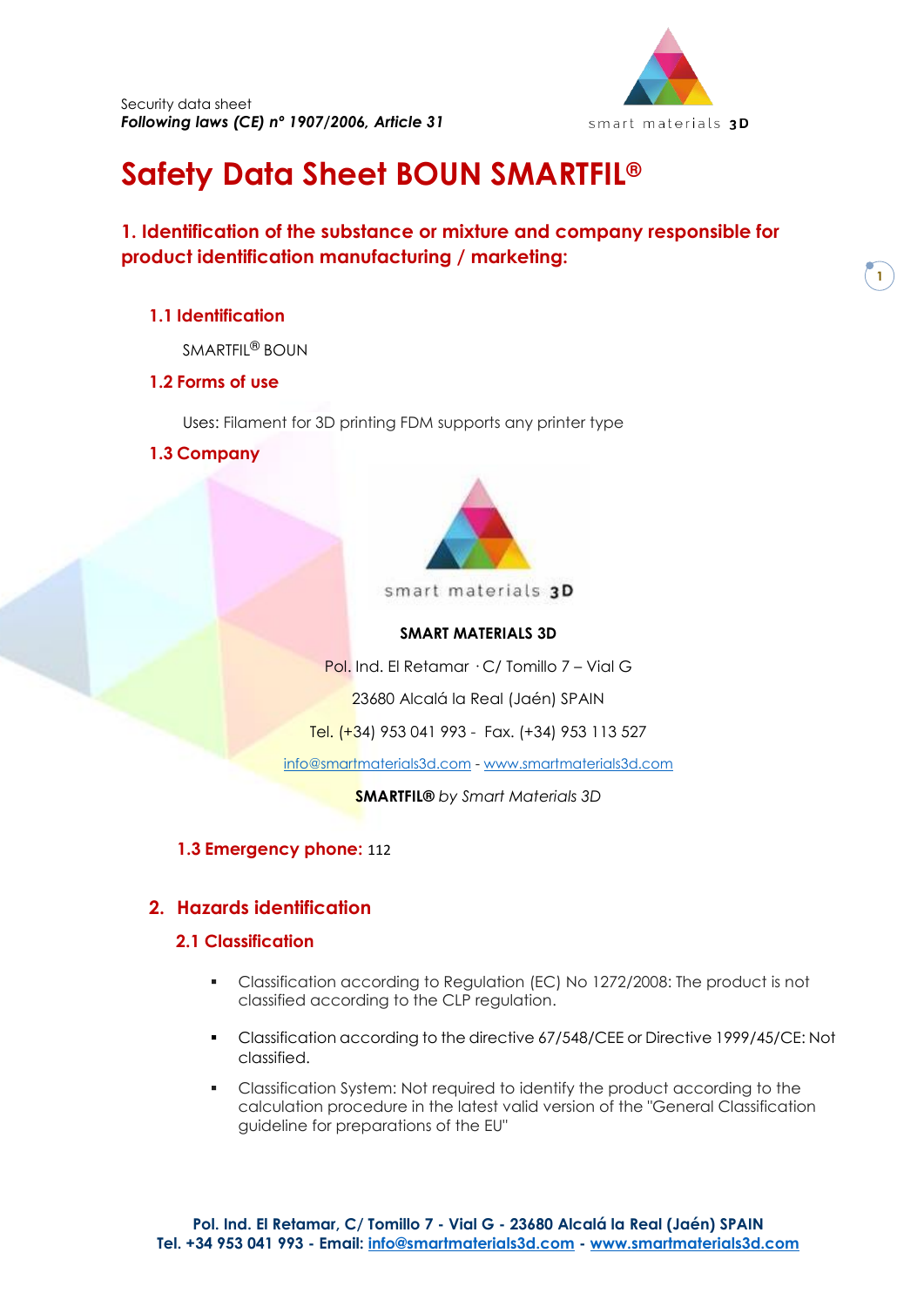Security data sheet
***Following laws (CE) nº 1907/2006, Article 31***

# Safety Data Sheet BOUN SMARTFIL®

## 1. Identification of the substance or mixture and company responsible for product identification manufacturing / marketing:

### 1.1 Identification

SMARTFIL® BOUN

### 1.2 Forms of use

Uses: Filament for 3D printing FDM supports any printer type

### 1.3 Company

smart materials 3D

**SMART MATERIALS 3D**

Pol. Ind. El Retamar · C/ Tomillo 7 – Vial G

23680 Alcalá la Real (Jaén) SPAIN

Tel. (+34) 953 041 993 - Fax. (+34) 953 113 527

info@smartmaterials3d.com - www.smartmaterials3d.com

**SMARTFIL®** *by Smart Materials 3D*

### 1.3 Emergency phone: 112

## 2. Hazards identification

### 2.1 Classification

- Classification according to Regulation (EC) No 1272/2008: The product is not classified according to the CLP regulation.
- Classification according to the directive 67/548/CEE or Directive 1999/45/CE: Not classified.
- Classification System: Not required to identify the product according to the calculation procedure in the latest valid version of the "General Classification guideline for preparations of the EU"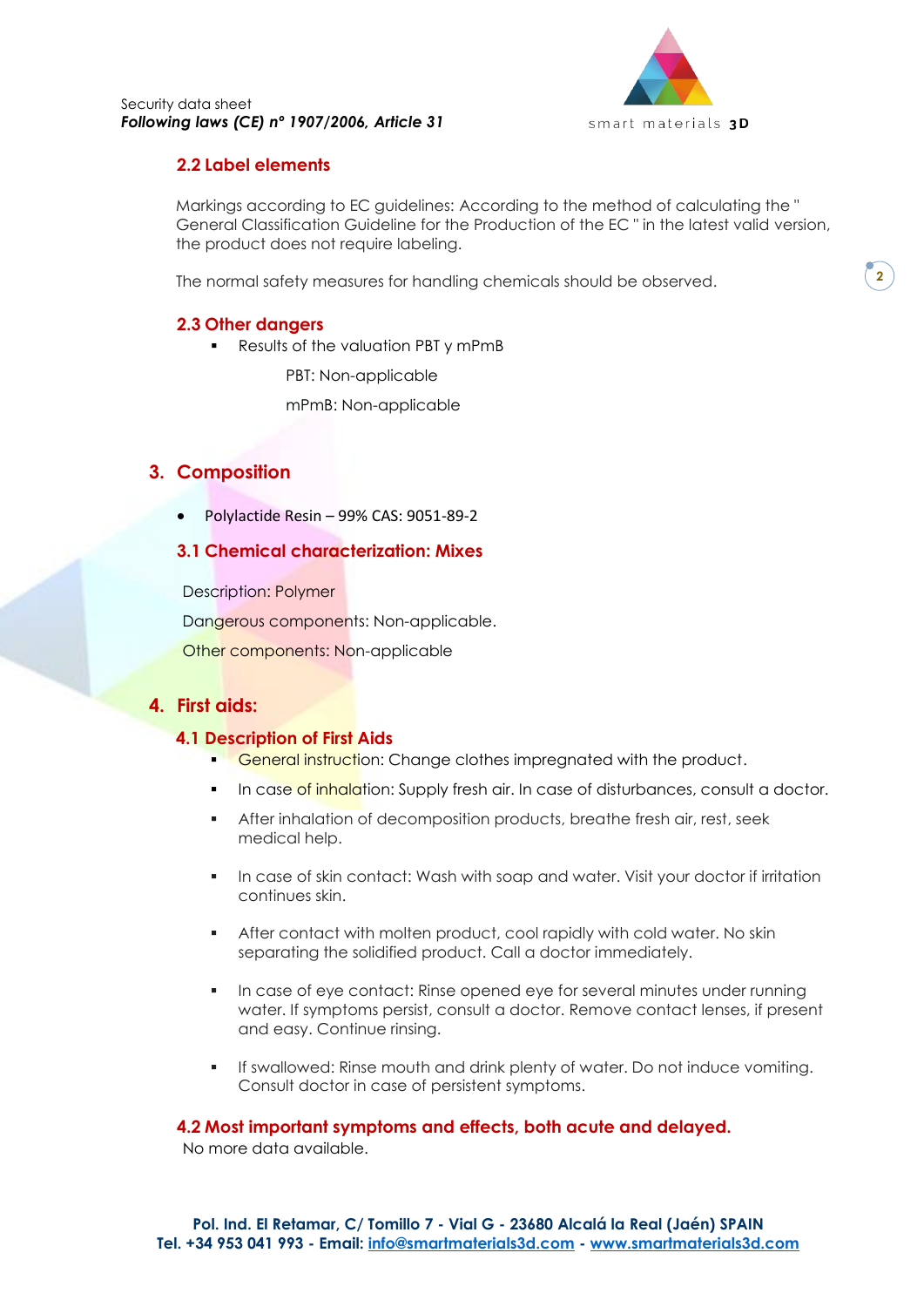### 2.2 Label elements

Markings according to EC guidelines: According to the method of calculating the " General Classification Guideline for the Production of the EC " in the latest valid version, the product does not require labeling.

The normal safety measures for handling chemicals should be observed.

### 2.3 Other dangers

- Results of the valuation PBT y mPmB

  PBT: Non-applicable

  mPmB: Non-applicable

## 3. Composition

- Polylactide Resin – 99% CAS: 9051-89-2

### 3.1 Chemical characterization: Mixes

Description: Polymer

Dangerous components: Non-applicable.

Other components: Non-applicable

## 4. First aids:

### 4.1 Description of First Aids

- General instruction: Change clothes impregnated with the product.
- In case of inhalation: Supply fresh air. In case of disturbances, consult a doctor.
- After inhalation of decomposition products, breathe fresh air, rest, seek medical help.
- In case of skin contact: Wash with soap and water. Visit your doctor if irritation continues skin.
- After contact with molten product, cool rapidly with cold water. No skin separating the solidified product. Call a doctor immediately.
- In case of eye contact: Rinse opened eye for several minutes under running water. If symptoms persist, consult a doctor. Remove contact lenses, if present and easy. Continue rinsing.
- If swallowed: Rinse mouth and drink plenty of water. Do not induce vomiting. Consult doctor in case of persistent symptoms.

### 4.2 Most important symptoms and effects, both acute and delayed.

No more data available.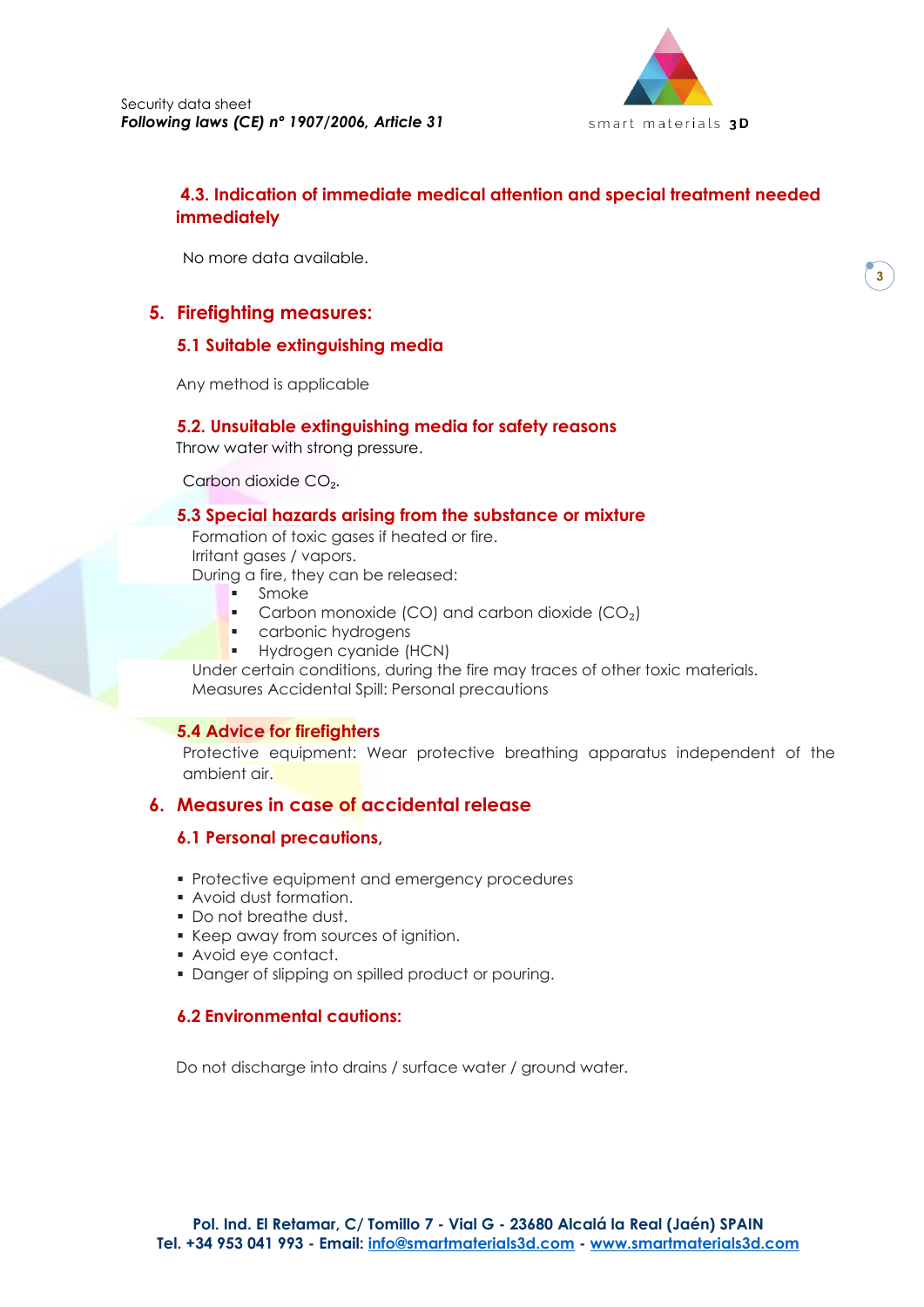### 4.3. Indication of immediate medical attention and special treatment needed immediately

No more data available.

## 5. Firefighting measures:

### 5.1 Suitable extinguishing media

Any method is applicable

### 5.2. Unsuitable extinguishing media for safety reasons

Throw water with strong pressure.

Carbon dioxide $CO_2$.

### 5.3 Special hazards arising from the substance or mixture

Formation of toxic gases if heated or fire.
Irritant gases / vapors.
During a fire, they can be released:

- Smoke
- Carbon monoxide (CO) and carbon dioxide ($CO_2$)
- carbonic hydrogens
- Hydrogen cyanide (HCN)

Under certain conditions, during the fire may traces of other toxic materials.
Measures Accidental Spill: Personal precautions

### 5.4 Advice for firefighters

Protective equipment: Wear protective breathing apparatus independent of the ambient air.

## 6. Measures in case of accidental release

### 6.1 Personal precautions,

- Protective equipment and emergency procedures
- Avoid dust formation.
- Do not breathe dust.
- Keep away from sources of ignition.
- Avoid eye contact.
- Danger of slipping on spilled product or pouring.

### 6.2 Environmental cautions:

Do not discharge into drains / surface water / ground water.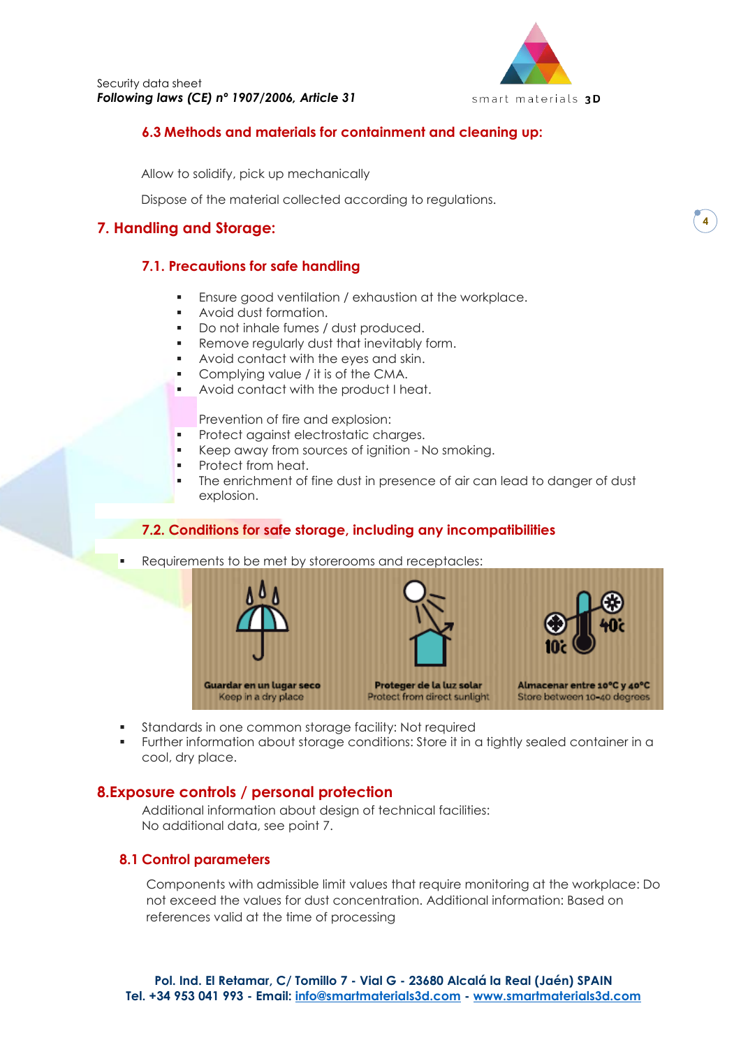### 6.3 Methods and materials for containment and cleaning up:

Allow to solidify, pick up mechanically

Dispose of the material collected according to regulations.

## 7. Handling and Storage:

### 7.1. Precautions for safe handling

- Ensure good ventilation / exhaustion at the workplace.
- Avoid dust formation.
- Do not inhale fumes / dust produced.
- Remove regularly dust that inevitably form.
- Avoid contact with the eyes and skin.
- Complying value / it is of the CMA.
- Avoid contact with the product I heat.

Prevention of fire and explosion:

- Protect against electrostatic charges.
- Keep away from sources of ignition - No smoking.
- Protect from heat.
- The enrichment of fine dust in presence of air can lead to danger of dust explosion.

### 7.2. Conditions for safe storage, including any incompatibilities

- Requirements to be met by storerooms and receptacles:

Guardar en un lugar seco
Keep in a dry place

Proteger de la luz solar
Protect from direct sunlight

Almacenar entre 10°C y 40°C
Store between 10-40 degrees

- Standards in one common storage facility: Not required
- Further information about storage conditions: Store it in a tightly sealed container in a cool, dry place.

## 8.Exposure controls / personal protection

Additional information about design of technical facilities:
No additional data, see point 7.

### 8.1 Control parameters

Components with admissible limit values that require monitoring at the workplace: Do not exceed the values for dust concentration. Additional information: Based on references valid at the time of processing

**Pol. Ind. El Retamar, C/ Tomillo 7 - Vial G - 23680 Alcalá la Real (Jaén) SPAIN**
**Tel. +34 953 041 993 - Email: info@smartmaterials3d.com - www.smartmaterials3d.com**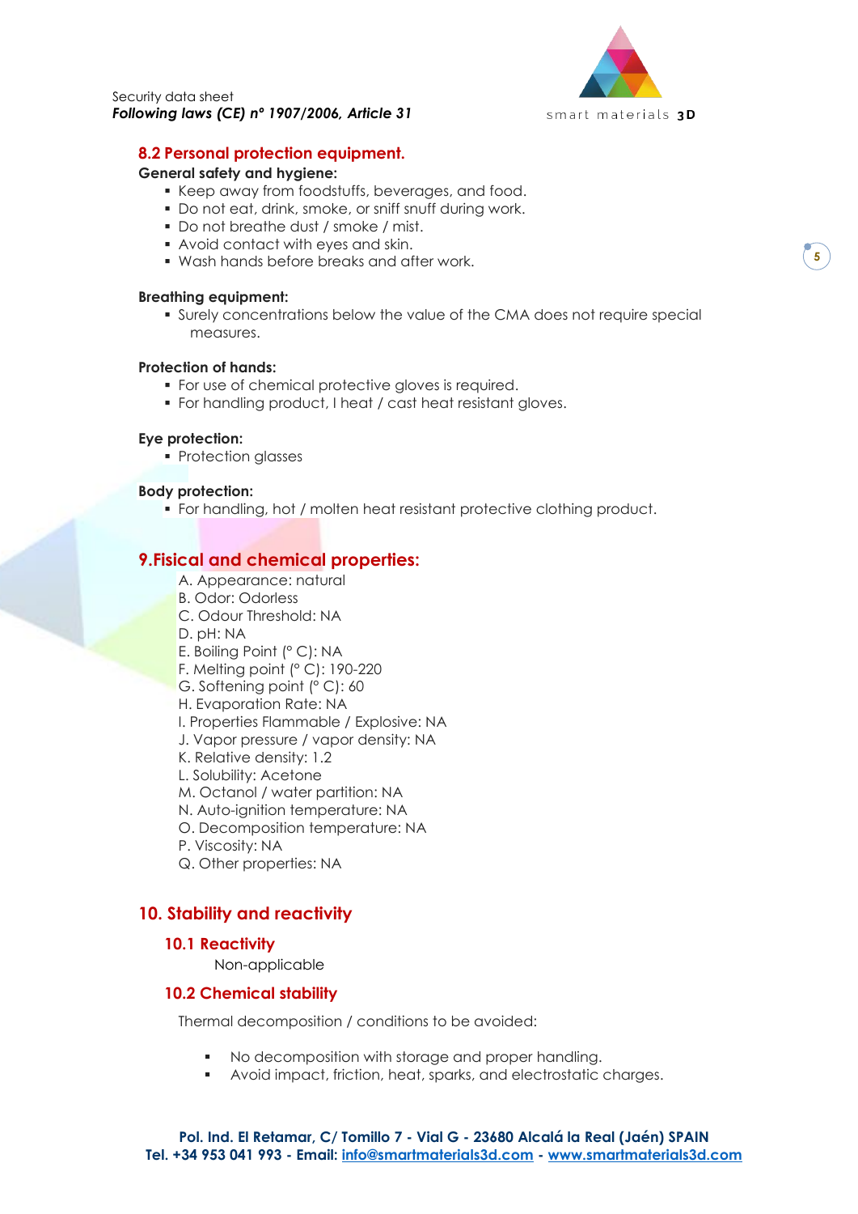## 8.2 Personal protection equipment.

**General safety and hygiene:**

- Keep away from foodstuffs, beverages, and food.
- Do not eat, drink, smoke, or sniff snuff during work.
- Do not breathe dust / smoke / mist.
- Avoid contact with eyes and skin.
- Wash hands before breaks and after work.

**Breathing equipment:**

- Surely concentrations below the value of the CMA does not require special measures.

**Protection of hands:**

- For use of chemical protective gloves is required.
- For handling product, I heat / cast heat resistant gloves.

**Eye protection:**

- Protection glasses

**Body protection:**

- For handling, hot / molten heat resistant protective clothing product.

## 9.Fisical and chemical properties:

A. Appearance: natural
B. Odor: Odorless
C. Odour Threshold: NA
D. pH: NA
E. Boiling Point (° C): NA
F. Melting point (° C): 190-220
G. Softening point (° C): 60
H. Evaporation Rate: NA
I. Properties Flammable / Explosive: NA
J. Vapor pressure / vapor density: NA
K. Relative density: 1.2
L. Solubility: Acetone
M. Octanol / water partition: NA
N. Auto-ignition temperature: NA
O. Decomposition temperature: NA
P. Viscosity: NA
Q. Other properties: NA

## 10. Stability and reactivity

### 10.1 Reactivity

Non-applicable

### 10.2 Chemical stability

Thermal decomposition / conditions to be avoided:

- No decomposition with storage and proper handling.
- Avoid impact, friction, heat, sparks, and electrostatic charges.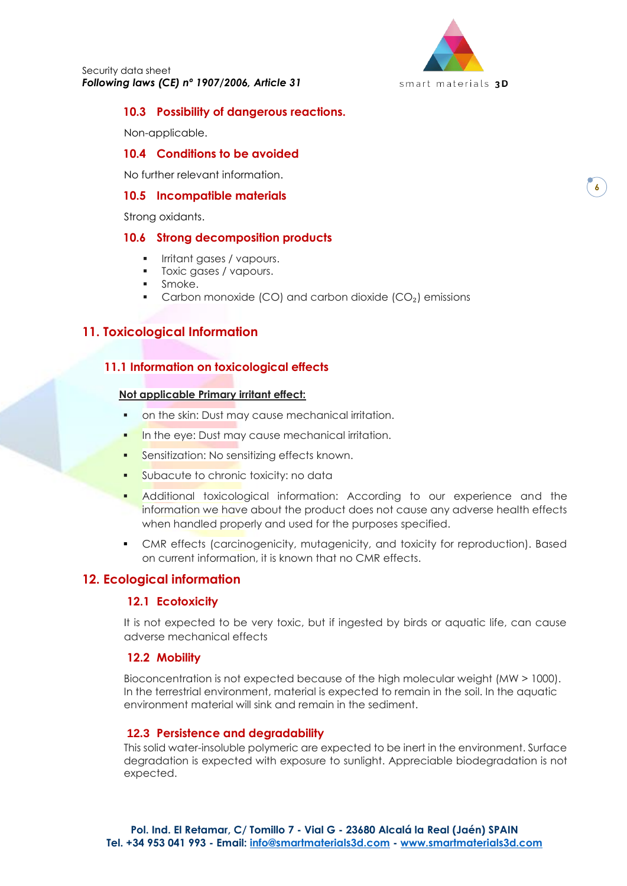### 10.3 Possibility of dangerous reactions.

Non-applicable.

### 10.4 Conditions to be avoided

No further relevant information.

### 10.5 Incompatible materials

Strong oxidants.

### 10.6 Strong decomposition products

- Irritant gases / vapours.
- Toxic gases / vapours.
- Smoke.
- Carbon monoxide (CO) and carbon dioxide ($CO_2$) emissions

## 11. Toxicological Information

### 11.1 Information on toxicological effects

**Not applicable Primary irritant effect:**

- on the skin: Dust may cause mechanical irritation.
- In the eye: Dust may cause mechanical irritation.
- Sensitization: No sensitizing effects known.
- Subacute to chronic toxicity: no data
- Additional toxicological information: According to our experience and the information we have about the product does not cause any adverse health effects when handled properly and used for the purposes specified.
- CMR effects (carcinogenicity, mutagenicity, and toxicity for reproduction). Based on current information, it is known that no CMR effects.

## 12. Ecological information

### 12.1 Ecotoxicity

It is not expected to be very toxic, but if ingested by birds or aquatic life, can cause adverse mechanical effects

### 12.2 Mobility

Bioconcentration is not expected because of the high molecular weight (MW > 1000). In the terrestrial environment, material is expected to remain in the soil. In the aquatic environment material will sink and remain in the sediment.

### 12.3 Persistence and degradability

This solid water-insoluble polymeric are expected to be inert in the environment. Surface degradation is expected with exposure to sunlight. Appreciable biodegradation is not expected.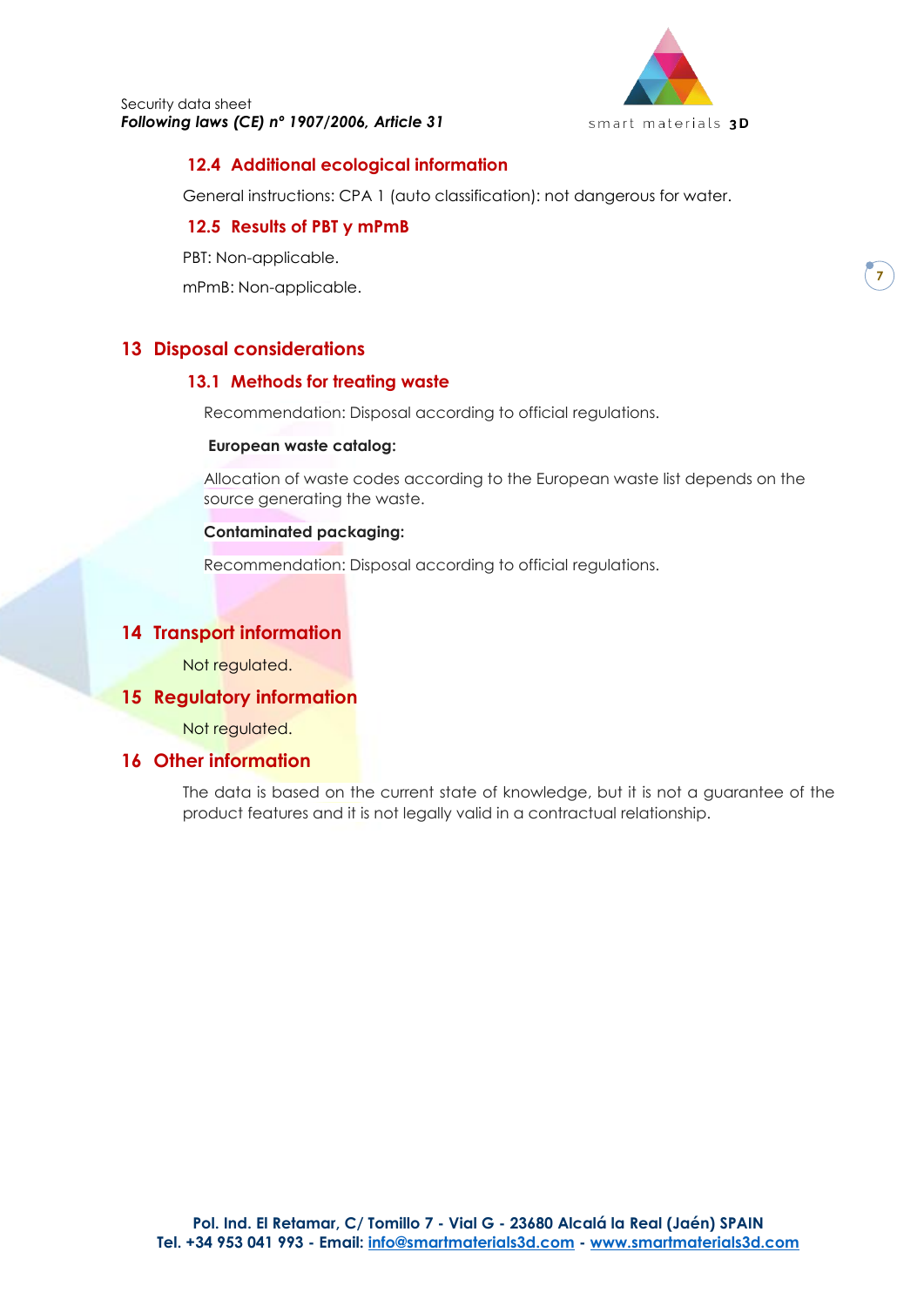### 12.4 Additional ecological information

General instructions: CPA 1 (auto classification): not dangerous for water.

### 12.5 Results of PBT y mPmB

PBT: Non-applicable.

mPmB: Non-applicable.

## 13 Disposal considerations

### 13.1 Methods for treating waste

Recommendation: Disposal according to official regulations.

**European waste catalog:**

Allocation of waste codes according to the European waste list depends on the source generating the waste.

**Contaminated packaging:**

Recommendation: Disposal according to official regulations.

## 14 Transport information

Not regulated.

## 15 Regulatory information

Not regulated.

## 16 Other information

The data is based on the current state of knowledge, but it is not a guarantee of the product features and it is not legally valid in a contractual relationship.